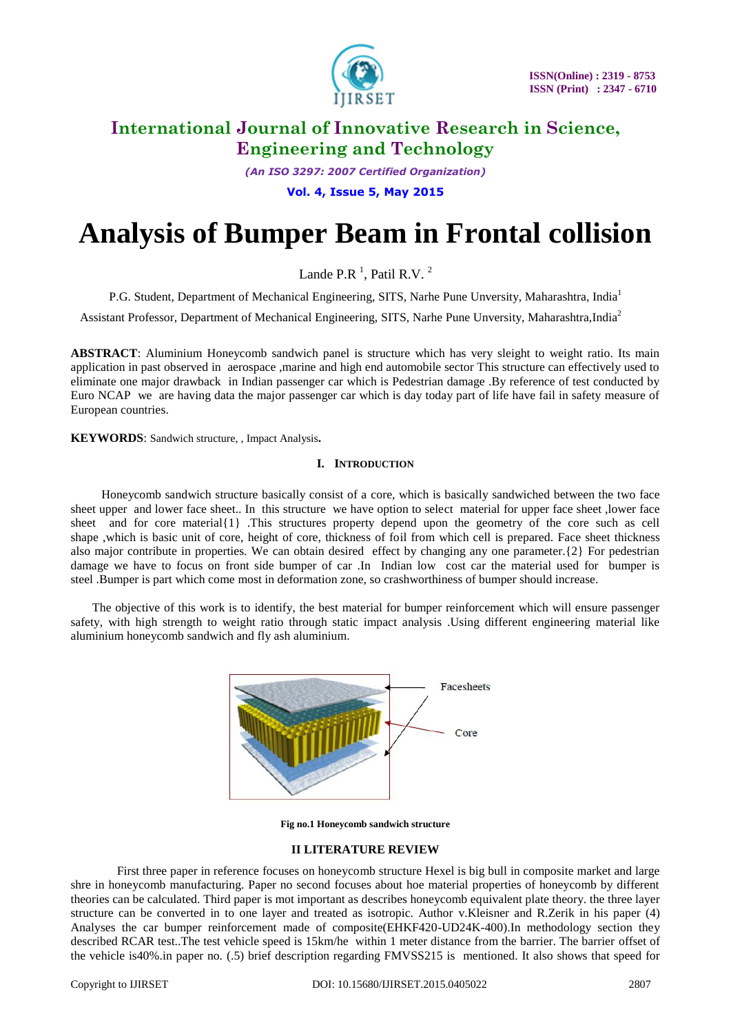# International Journal of Innovative Research in Science, Engineering and Technology

*(An ISO 3297: 2007 Certified Organization)*

**Vol. 4, Issue 5, May 2015**

# Analysis of Bumper Beam in Frontal collision

Lande P.R [1], Patil R.V. [2]

P.G. Student, Department of Mechanical Engineering, SITS, Narhe Pune Unversity, Maharashtra, India[1]

Assistant Professor, Department of Mechanical Engineering, SITS, Narhe Pune Unversity, Maharashtra,India[2]

**ABSTRACT**: Aluminium Honeycomb sandwich panel is structure which has very sleight to weight ratio. Its main application in past observed in aerospace ,marine and high end automobile sector This structure can effectively used to eliminate one major drawback in Indian passenger car which is Pedestrian damage .By reference of test conducted by Euro NCAP we are having data the major passenger car which is day today part of life have fail in safety measure of European countries.

**KEYWORDS**: Sandwich structure, , Impact Analysis**.**

## I. Introduction

Honeycomb sandwich structure basically consist of a core, which is basically sandwiched between the two face sheet upper and lower face sheet.. In this structure we have option to select material for upper face sheet ,lower face sheet and for core material{1} .This structures property depend upon the geometry of the core such as cell shape ,which is basic unit of core, height of core, thickness of foil from which cell is prepared. Face sheet thickness also major contribute in properties. We can obtain desired effect by changing any one parameter.{2} For pedestrian damage we have to focus on front side bumper of car .In Indian low cost car the material used for bumper is steel .Bumper is part which come most in deformation zone, so crashworthiness of bumper should increase.

The objective of this work is to identify, the best material for bumper reinforcement which will ensure passenger safety, with high strength to weight ratio through static impact analysis .Using different engineering material like aluminium honeycomb sandwich and fly ash aluminium.

Facesheets

Core

**Fig no.1 Honeycomb sandwich structure**

## II LITERATURE REVIEW

First three paper in reference focuses on honeycomb structure Hexel is big bull in composite market and large shre in honeycomb manufacturing. Paper no second focuses about hoe material properties of honeycomb by different theories can be calculated. Third paper is mot important as describes honeycomb equivalent plate theory. the three layer structure can be converted in to one layer and treated as isotropic. Author v.Kleisner and R.Zerik in his paper (4) Analyses the car bumper reinforcement made of composite(EHKF420-UD24K-400).In methodology section they described RCAR test..The test vehicle speed is 15km/he within 1 meter distance from the barrier. The barrier offset of the vehicle is40%.in paper no. (.5) brief description regarding FMVSS215 is mentioned. It also shows that speed for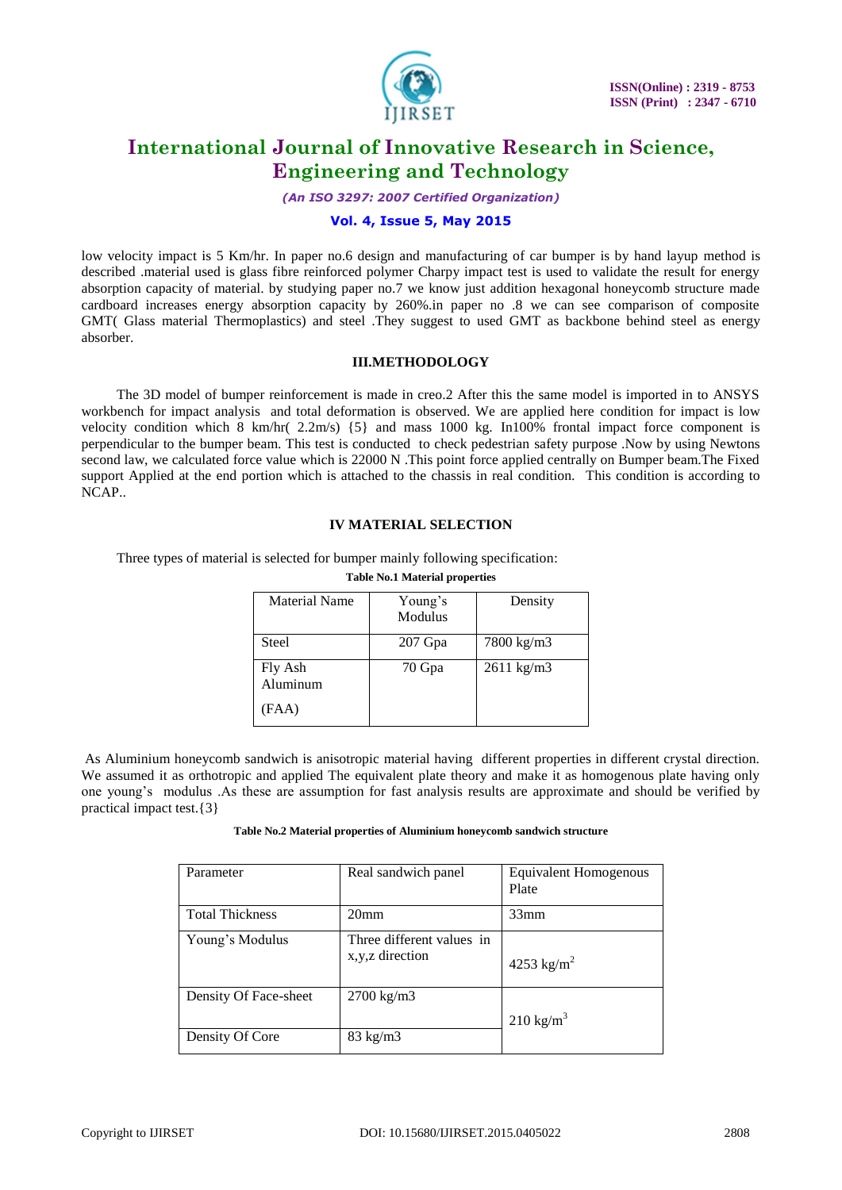low velocity impact is 5 Km/hr. In paper no.6 design and manufacturing of car bumper is by hand layup method is described .material used is glass fibre reinforced polymer Charpy impact test is used to validate the result for energy absorption capacity of material. by studying paper no.7 we know just addition hexagonal honeycomb structure made cardboard increases energy absorption capacity by 260%.in paper no .8 we can see comparison of composite GMT( Glass material Thermoplastics) and steel .They suggest to used GMT as backbone behind steel as energy absorber.

## III.METHODOLOGY

The 3D model of bumper reinforcement is made in creo.2 After this the same model is imported in to ANSYS workbench for impact analysis and total deformation is observed. We are applied here condition for impact is low velocity condition which 8 km/hr( 2.2m/s) {5} and mass 1000 kg. In100% frontal impact force component is perpendicular to the bumper beam. This test is conducted to check pedestrian safety purpose .Now by using Newtons second law, we calculated force value which is 22000 N .This point force applied centrally on Bumper beam.The Fixed support Applied at the end portion which is attached to the chassis in real condition. This condition is according to NCAP..

## IV MATERIAL SELECTION

Three types of material is selected for bumper mainly following specification:

**Table No.1 Material properties**

| Material Name | Young's Modulus | Density |
|---|---|---|
| Steel | 207 Gpa | 7800 kg/m3 |
| Fly Ash Aluminum (FAA) | 70 Gpa | 2611 kg/m3 |

As Aluminium honeycomb sandwich is anisotropic material having different properties in different crystal direction. We assumed it as orthotropic and applied The equivalent plate theory and make it as homogenous plate having only one young's modulus .As these are assumption for fast analysis results are approximate and should be verified by practical impact test.{3}

**Table No.2 Material properties of Aluminium honeycomb sandwich structure**

| Parameter | Real sandwich panel | Equivalent Homogenous Plate |
|---|---|---|
| Total Thickness | 20mm | 33mm |
| Young's Modulus | Three different values in x,y,z direction | 4253 kg/m$^2$ |
| Density Of Face-sheet | 2700 kg/m3 | 210 kg/m$^3$ |
| Density Of Core | 83 kg/m3 | |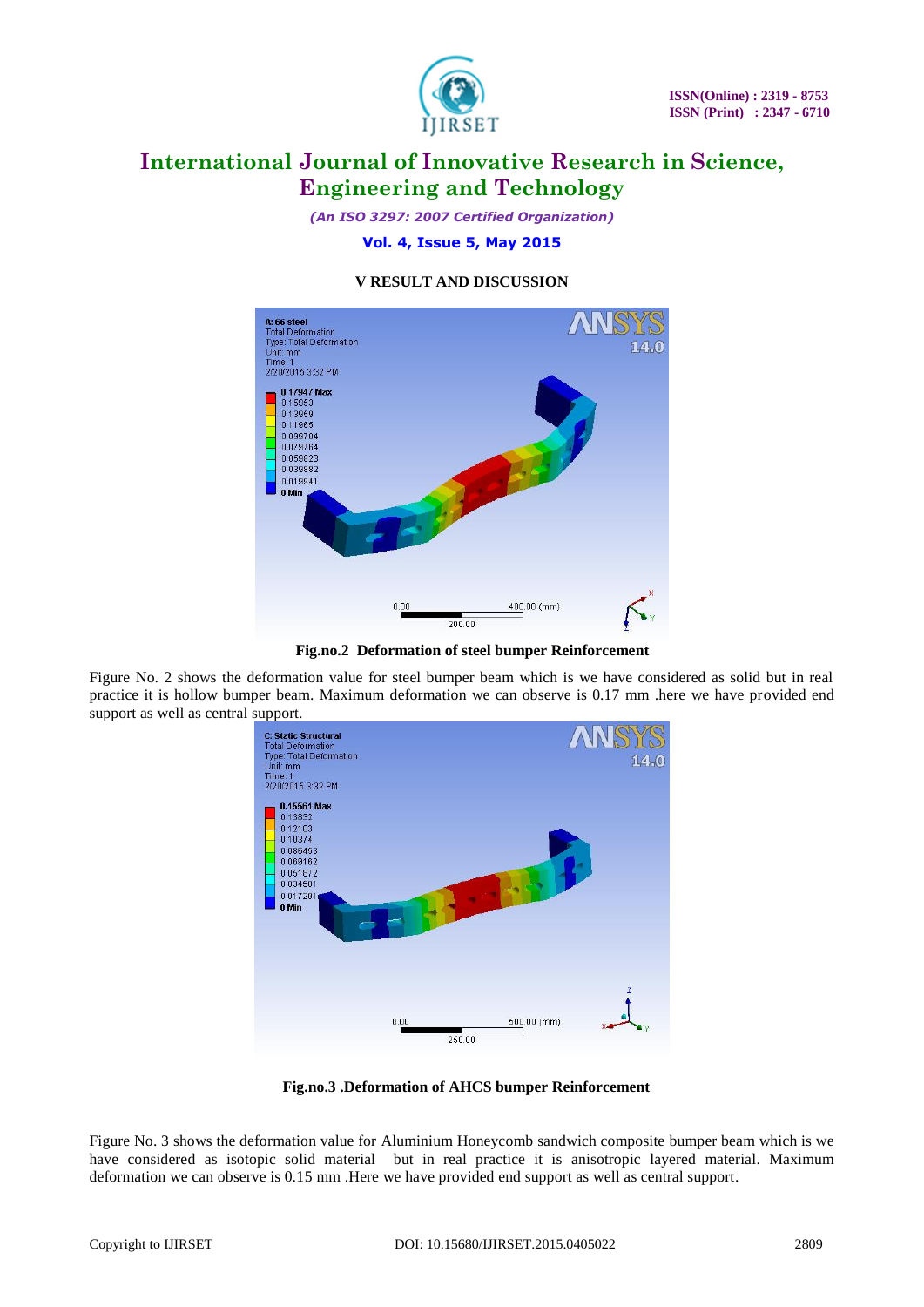## V RESULT AND DISCUSSION

Fig.no.2 Deformation of steel bumper Reinforcement

Figure No. 2 shows the deformation value for steel bumper beam which is we have considered as solid but in real practice it is hollow bumper beam. Maximum deformation we can observe is 0.17 mm .here we have provided end support as well as central support.

Fig.no.3 .Deformation of AHCS bumper Reinforcement

Figure No. 3 shows the deformation value for Aluminium Honeycomb sandwich composite bumper beam which is we have considered as isotopic solid material but in real practice it is anisotropic layered material. Maximum deformation we can observe is 0.15 mm .Here we have provided end support as well as central support.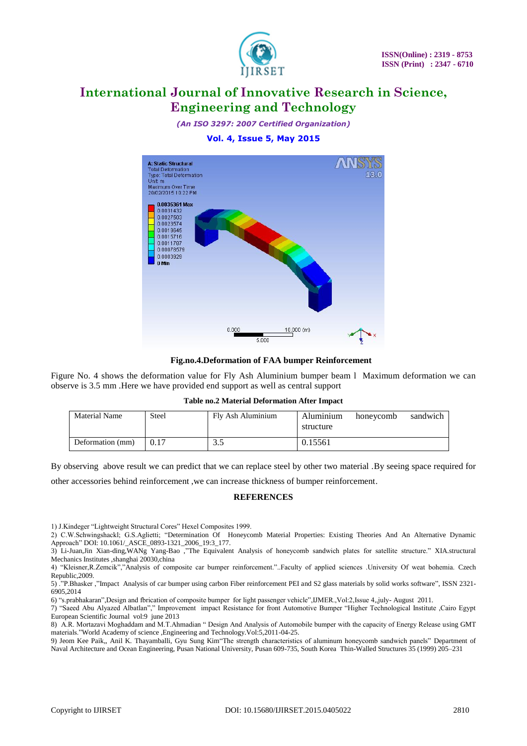A: Static Structural
Total Deformation
Type: Total Deformation
Unit: m
Maximum Over Time
20/02/2015 10:22 PM

0.0035361 Max
0.0031432
0.0027503
0.0023574
0.0019645
0.0015716
0.0011787
0.00078579
0.0003929
0 Min

0.000 5.000 10.000 (m)

**Fig.no.4.Deformation of FAA bumper Reinforcement**

Figure No. 4 shows the deformation value for Fly Ash Aluminium bumper beam l Maximum deformation we can observe is 3.5 mm .Here we have provided end support as well as central support

**Table no.2 Material Deformation After Impact**

| Material Name | Steel | Fly Ash Aluminium | Aluminium honeycomb sandwich structure |
|---|---|---|---|
| Deformation (mm) | 0.17 | 3.5 | 0.15561 |

By observing above result we can predict that we can replace steel by other two material .By seeing space required for other accessories behind reinforcement ,we can increase thickness of bumper reinforcement.

## REFERENCES

1) J.Kindeger "Lightweight Structural Cores" Hexel Composites 1999.
2) C.W.Schwingshackl; G.S.Aglietti; "Determination Of Honeycomb Material Properties: Existing Theories And An Alternative Dynamic Approach" DOI: 10.1061/_ASCE_0893-1321_2006_19:3_177.
3) Li-Juan,Jin Xian-ding,WANg Yang-Bao ,"The Equivalent Analysis of honeycomb sandwich plates for satellite structure." XIA.structural Mechanics Institutes ,shanghai 20030,china
4) "Kleisner,R.Zemcik","Analysis of composite car bumper reinforcement."..Faculty of applied sciences .University Of weat bohemia. Czech Republic,2009.
5) ."P.Bhasker ,"Impact Analysis of car bumper using carbon Fiber reinforcement PEI and S2 glass materials by solid works software", ISSN 2321-6905,2014
6) "s.prabhakaran",Design and fbrication of composite bumper for light passenger vehicle",IJMER.,Vol:2,Issue 4,,july- August 2011.
7) "Saeed Abu Alyazed Albatlan"," Improvement impact Resistance for front Automotive Bumper "Higher Technological Institute ,Cairo Egypt European Scientific Journal vol:9 june 2013
8) A.R. Mortazavi Moghaddam and M.T.Ahmadian " Design And Analysis of Automobile bumper with the capacity of Energy Release using GMT materials."World Academy of science ,Engineering and Technology.Vol:5,2011-04-25.
9) Jeom Kee Paik,, Anil K. Thayamballi, Gyu Sung Kim"The strength characteristics of aluminum honeycomb sandwich panels" Department of Naval Architecture and Ocean Engineering, Pusan National University, Pusan 609-735, South Korea Thin-Walled Structures 35 (1999) 205–231